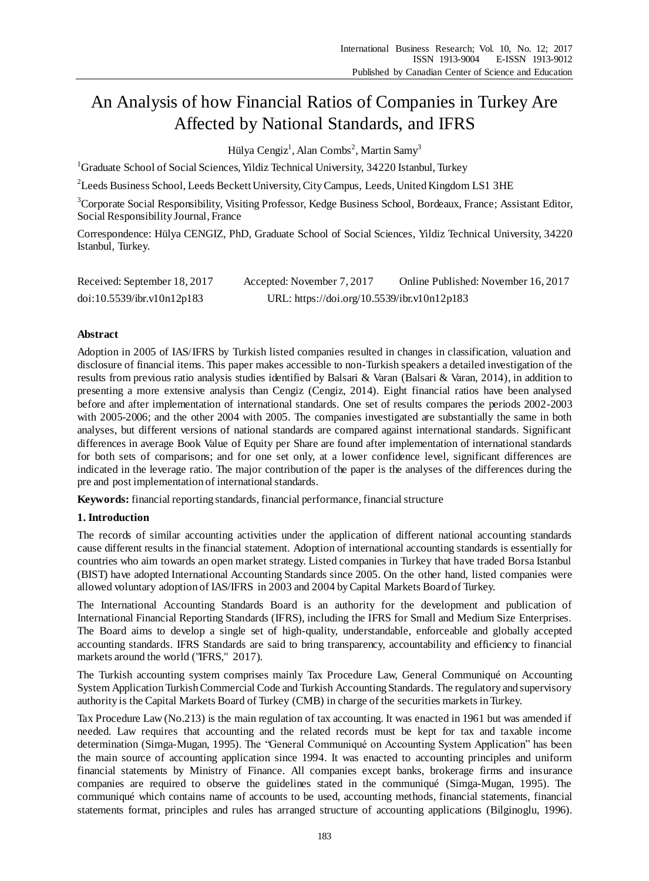# An Analysis of how Financial Ratios of Companies in Turkey Are Affected by National Standards, and IFRS

Hülya Cengiz[1], Alan Combs[2], Martin Samy[3]

[1]Graduate School of Social Sciences, Yildiz Technical University, 34220 Istanbul, Turkey

[2]Leeds Business School, Leeds Beckett University, City Campus, Leeds, United Kingdom LS1 3HE

[3]Corporate Social Responsibility, Visiting Professor, Kedge Business School, Bordeaux, France; Assistant Editor, Social Responsibility Journal, France

Correspondence: Hülya CENGIZ, PhD, Graduate School of Social Sciences, Yildiz Technical University, 34220 Istanbul, Turkey.

Received: September 18, 2017 Accepted: November 7, 2017 Online Published: November 16, 2017

doi:10.5539/ibr.v10n12p183 URL: https://doi.org/10.5539/ibr.v10n12p183

## Abstract

Adoption in 2005 of IAS/IFRS by Turkish listed companies resulted in changes in classification, valuation and disclosure of financial items. This paper makes accessible to non-Turkish speakers a detailed investigation of the results from previous ratio analysis studies identified by Balsari & Varan (Balsari & Varan, 2014), in addition to presenting a more extensive analysis than Cengiz (Cengiz, 2014). Eight financial ratios have been analysed before and after implementation of international standards. One set of results compares the periods 2002-2003 with 2005-2006; and the other 2004 with 2005. The companies investigated are substantially the same in both analyses, but different versions of national standards are compared against international standards. Significant differences in average Book Value of Equity per Share are found after implementation of international standards for both sets of comparisons; and for one set only, at a lower confidence level, significant differences are indicated in the leverage ratio. The major contribution of the paper is the analyses of the differences during the pre and post implementation of international standards.

**Keywords:** financial reporting standards, financial performance, financial structure

## 1. Introduction

The records of similar accounting activities under the application of different national accounting standards cause different results in the financial statement. Adoption of international accounting standards is essentially for countries who aim towards an open market strategy. Listed companies in Turkey that have traded Borsa Istanbul (BIST) have adopted International Accounting Standards since 2005. On the other hand, listed companies were allowed voluntary adoption of IAS/IFRS in 2003 and 2004 by Capital Markets Board of Turkey.

The International Accounting Standards Board is an authority for the development and publication of International Financial Reporting Standards (IFRS), including the IFRS for Small and Medium Size Enterprises. The Board aims to develop a single set of high-quality, understandable, enforceable and globally accepted accounting standards. IFRS Standards are said to bring transparency, accountability and efficiency to financial markets around the world ("IFRS," 2017).

The Turkish accounting system comprises mainly Tax Procedure Law, General Communiqué on Accounting System Application Turkish Commercial Code and Turkish Accounting Standards. The regulatory and supervisory authority is the Capital Markets Board of Turkey (CMB) in charge of the securities markets in Turkey.

Tax Procedure Law (No.213) is the main regulation of tax accounting. It was enacted in 1961 but was amended if needed. Law requires that accounting and the related records must be kept for tax and taxable income determination (Simga-Mugan, 1995). The "General Communiqué on Accounting System Application" has been the main source of accounting application since 1994. It was enacted to accounting principles and uniform financial statements by Ministry of Finance. All companies except banks, brokerage firms and insurance companies are required to observe the guidelines stated in the communiqué (Simga-Mugan, 1995). The communiqué which contains name of accounts to be used, accounting methods, financial statements, financial statements format, principles and rules has arranged structure of accounting applications (Bilginoglu, 1996).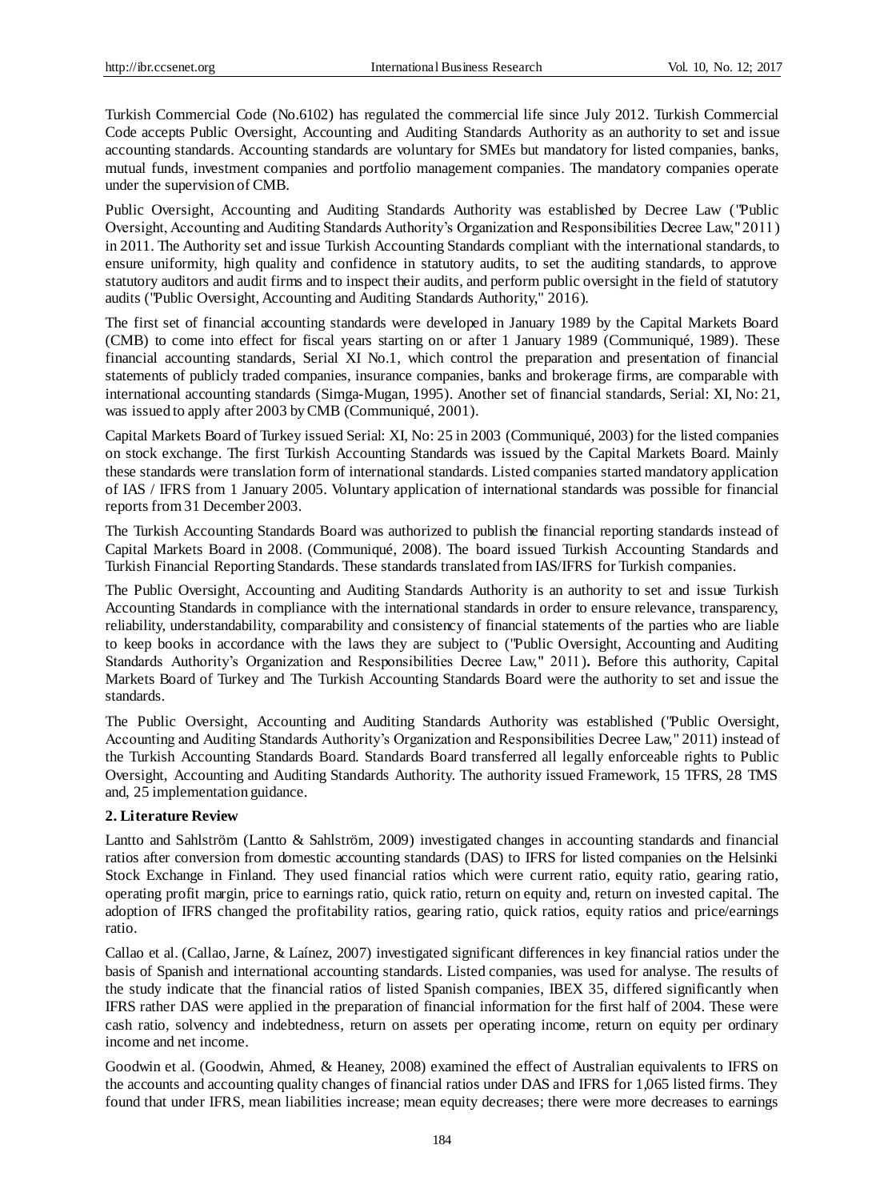Turkish Commercial Code (No.6102) has regulated the commercial life since July 2012. Turkish Commercial Code accepts Public Oversight, Accounting and Auditing Standards Authority as an authority to set and issue accounting standards. Accounting standards are voluntary for SMEs but mandatory for listed companies, banks, mutual funds, investment companies and portfolio management companies. The mandatory companies operate under the supervision of CMB.

Public Oversight, Accounting and Auditing Standards Authority was established by Decree Law ("Public Oversight, Accounting and Auditing Standards Authority's Organization and Responsibilities Decree Law," 2011) in 2011. The Authority set and issue Turkish Accounting Standards compliant with the international standards, to ensure uniformity, high quality and confidence in statutory audits, to set the auditing standards, to approve statutory auditors and audit firms and to inspect their audits, and perform public oversight in the field of statutory audits ("Public Oversight, Accounting and Auditing Standards Authority," 2016).

The first set of financial accounting standards were developed in January 1989 by the Capital Markets Board (CMB) to come into effect for fiscal years starting on or after 1 January 1989 (Communiqué, 1989). These financial accounting standards, Serial XI No.1, which control the preparation and presentation of financial statements of publicly traded companies, insurance companies, banks and brokerage firms, are comparable with international accounting standards (Simga-Mugan, 1995). Another set of financial standards, Serial: XI, No: 21, was issued to apply after 2003 by CMB (Communiqué, 2001).

Capital Markets Board of Turkey issued Serial: XI, No: 25 in 2003 (Communiqué, 2003) for the listed companies on stock exchange. The first Turkish Accounting Standards was issued by the Capital Markets Board. Mainly these standards were translation form of international standards. Listed companies started mandatory application of IAS / IFRS from 1 January 2005. Voluntary application of international standards was possible for financial reports from 31 December 2003.

The Turkish Accounting Standards Board was authorized to publish the financial reporting standards instead of Capital Markets Board in 2008. (Communiqué, 2008). The board issued Turkish Accounting Standards and Turkish Financial Reporting Standards. These standards translated from IAS/IFRS for Turkish companies.

The Public Oversight, Accounting and Auditing Standards Authority is an authority to set and issue Turkish Accounting Standards in compliance with the international standards in order to ensure relevance, transparency, reliability, understandability, comparability and consistency of financial statements of the parties who are liable to keep books in accordance with the laws they are subject to ("Public Oversight, Accounting and Auditing Standards Authority's Organization and Responsibilities Decree Law," 2011). Before this authority, Capital Markets Board of Turkey and The Turkish Accounting Standards Board were the authority to set and issue the standards.

The Public Oversight, Accounting and Auditing Standards Authority was established ("Public Oversight, Accounting and Auditing Standards Authority's Organization and Responsibilities Decree Law," 2011) instead of the Turkish Accounting Standards Board. Standards Board transferred all legally enforceable rights to Public Oversight, Accounting and Auditing Standards Authority. The authority issued Framework, 15 TFRS, 28 TMS and, 25 implementation guidance.

## 2. Literature Review

Lantto and Sahlström (Lantto & Sahlström, 2009) investigated changes in accounting standards and financial ratios after conversion from domestic accounting standards (DAS) to IFRS for listed companies on the Helsinki Stock Exchange in Finland. They used financial ratios which were current ratio, equity ratio, gearing ratio, operating profit margin, price to earnings ratio, quick ratio, return on equity and, return on invested capital. The adoption of IFRS changed the profitability ratios, gearing ratio, quick ratios, equity ratios and price/earnings ratio.

Callao et al. (Callao, Jarne, & Laínez, 2007) investigated significant differences in key financial ratios under the basis of Spanish and international accounting standards. Listed companies, was used for analyse. The results of the study indicate that the financial ratios of listed Spanish companies, IBEX 35, differed significantly when IFRS rather DAS were applied in the preparation of financial information for the first half of 2004. These were cash ratio, solvency and indebtedness, return on assets per operating income, return on equity per ordinary income and net income.

Goodwin et al. (Goodwin, Ahmed, & Heaney, 2008) examined the effect of Australian equivalents to IFRS on the accounts and accounting quality changes of financial ratios under DAS and IFRS for 1,065 listed firms. They found that under IFRS, mean liabilities increase; mean equity decreases; there were more decreases to earnings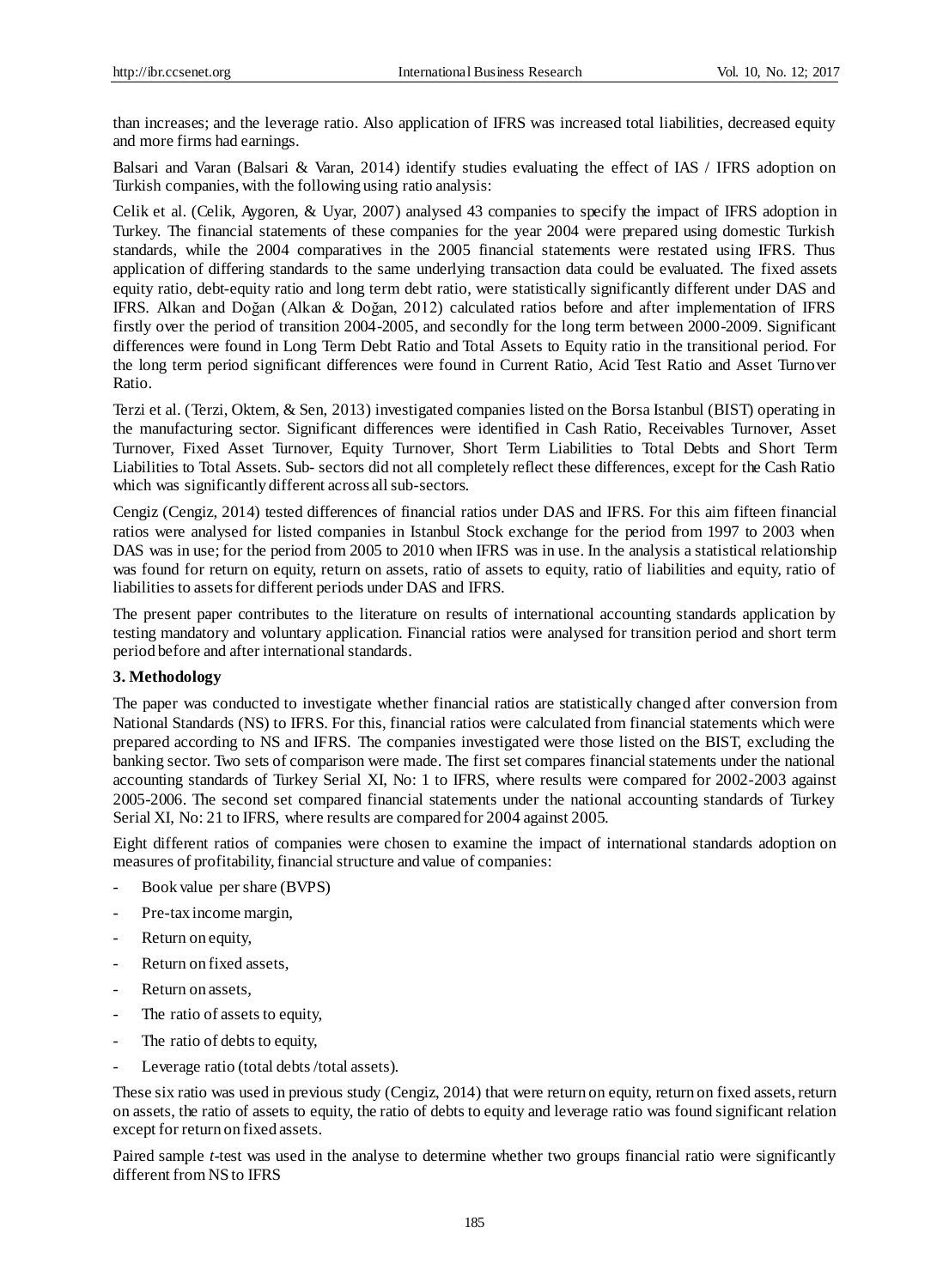than increases; and the leverage ratio. Also application of IFRS was increased total liabilities, decreased equity and more firms had earnings.

Balsari and Varan (Balsari & Varan, 2014) identify studies evaluating the effect of IAS / IFRS adoption on Turkish companies, with the following using ratio analysis:

Celik et al. (Celik, Aygoren, & Uyar, 2007) analysed 43 companies to specify the impact of IFRS adoption in Turkey. The financial statements of these companies for the year 2004 were prepared using domestic Turkish standards, while the 2004 comparatives in the 2005 financial statements were restated using IFRS. Thus application of differing standards to the same underlying transaction data could be evaluated. The fixed assets equity ratio, debt-equity ratio and long term debt ratio, were statistically significantly different under DAS and IFRS. Alkan and Doğan (Alkan & Doğan, 2012) calculated ratios before and after implementation of IFRS firstly over the period of transition 2004-2005, and secondly for the long term between 2000-2009. Significant differences were found in Long Term Debt Ratio and Total Assets to Equity ratio in the transitional period. For the long term period significant differences were found in Current Ratio, Acid Test Ratio and Asset Turnover Ratio.

Terzi et al. (Terzi, Oktem, & Sen, 2013) investigated companies listed on the Borsa Istanbul (BIST) operating in the manufacturing sector. Significant differences were identified in Cash Ratio, Receivables Turnover, Asset Turnover, Fixed Asset Turnover, Equity Turnover, Short Term Liabilities to Total Debts and Short Term Liabilities to Total Assets. Sub- sectors did not all completely reflect these differences, except for the Cash Ratio which was significantly different across all sub-sectors.

Cengiz (Cengiz, 2014) tested differences of financial ratios under DAS and IFRS. For this aim fifteen financial ratios were analysed for listed companies in Istanbul Stock exchange for the period from 1997 to 2003 when DAS was in use; for the period from 2005 to 2010 when IFRS was in use. In the analysis a statistical relationship was found for return on equity, return on assets, ratio of assets to equity, ratio of liabilities and equity, ratio of liabilities to assets for different periods under DAS and IFRS.

The present paper contributes to the literature on results of international accounting standards application by testing mandatory and voluntary application. Financial ratios were analysed for transition period and short term period before and after international standards.

## 3. Methodology

The paper was conducted to investigate whether financial ratios are statistically changed after conversion from National Standards (NS) to IFRS. For this, financial ratios were calculated from financial statements which were prepared according to NS and IFRS. The companies investigated were those listed on the BIST, excluding the banking sector. Two sets of comparison were made. The first set compares financial statements under the national accounting standards of Turkey Serial XI, No: 1 to IFRS, where results were compared for 2002-2003 against 2005-2006. The second set compared financial statements under the national accounting standards of Turkey Serial XI, No: 21 to IFRS, where results are compared for 2004 against 2005.

Eight different ratios of companies were chosen to examine the impact of international standards adoption on measures of profitability, financial structure and value of companies:

- Book value per share (BVPS)
- Pre-tax income margin,
- Return on equity,
- Return on fixed assets,
- Return on assets,
- The ratio of assets to equity,
- The ratio of debts to equity,
- Leverage ratio (total debts /total assets).

These six ratio was used in previous study (Cengiz, 2014) that were return on equity, return on fixed assets, return on assets, the ratio of assets to equity, the ratio of debts to equity and leverage ratio was found significant relation except for return on fixed assets.

Paired sample *t*-test was used in the analyse to determine whether two groups financial ratio were significantly different from NS to IFRS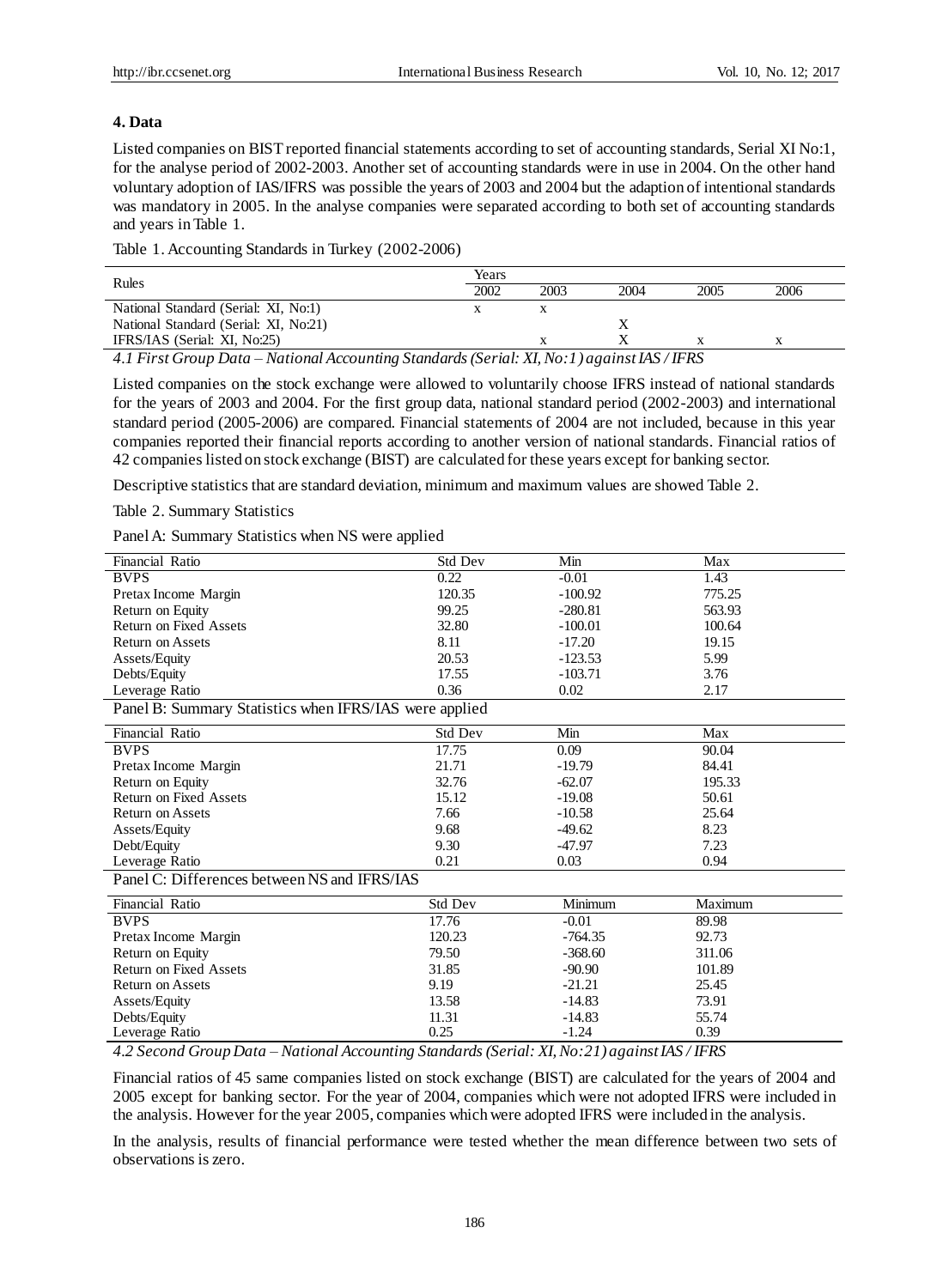## 4. Data

Listed companies on BIST reported financial statements according to set of accounting standards, Serial XI No:1, for the analyse period of 2002-2003. Another set of accounting standards were in use in 2004. On the other hand voluntary adoption of IAS/IFRS was possible the years of 2003 and 2004 but the adaption of intentional standards was mandatory in 2005. In the analyse companies were separated according to both set of accounting standards and years in Table 1.

Table 1. Accounting Standards in Turkey (2002-2006)

| Rules | Years | | | | |
|---|---|---|---|---|---|
| | 2002 | 2003 | 2004 | 2005 | 2006 |
| National Standard (Serial: XI, No:1) | x | x | | | |
| National Standard (Serial: XI, No:21) | | | X | | |
| IFRS/IAS (Serial: XI, No:25) | | x | X | x | x |

### *4.1 First Group Data – National Accounting Standards (Serial: XI, No:1) against IAS / IFRS*

Listed companies on the stock exchange were allowed to voluntarily choose IFRS instead of national standards for the years of 2003 and 2004. For the first group data, national standard period (2002-2003) and international standard period (2005-2006) are compared. Financial statements of 2004 are not included, because in this year companies reported their financial reports according to another version of national standards. Financial ratios of 42 companies listed on stock exchange (BIST) are calculated for these years except for banking sector.

Descriptive statistics that are standard deviation, minimum and maximum values are showed Table 2.

Table 2. Summary Statistics

Panel A: Summary Statistics when NS were applied

| Financial Ratio | Std Dev | Min | Max |
|---|---|---|---|
| BVPS | 0.22 | -0.01 | 1.43 |
| Pretax Income Margin | 120.35 | -100.92 | 775.25 |
| Return on Equity | 99.25 | -280.81 | 563.93 |
| Return on Fixed Assets | 32.80 | -100.01 | 100.64 |
| Return on Assets | 8.11 | -17.20 | 19.15 |
| Assets/Equity | 20.53 | -123.53 | 5.99 |
| Debts/Equity | 17.55 | -103.71 | 3.76 |
| Leverage Ratio | 0.36 | 0.02 | 2.17 |

Panel B: Summary Statistics when IFRS/IAS were applied

| Financial Ratio | Std Dev | Min | Max |
|---|---|---|---|
| BVPS | 17.75 | 0.09 | 90.04 |
| Pretax Income Margin | 21.71 | -19.79 | 84.41 |
| Return on Equity | 32.76 | -62.07 | 195.33 |
| Return on Fixed Assets | 15.12 | -19.08 | 50.61 |
| Return on Assets | 7.66 | -10.58 | 25.64 |
| Assets/Equity | 9.68 | -49.62 | 8.23 |
| Debt/Equity | 9.30 | -47.97 | 7.23 |
| Leverage Ratio | 0.21 | 0.03 | 0.94 |

Panel C: Differences between NS and IFRS/IAS

| Financial Ratio | Std Dev | Minimum | Maximum |
|---|---|---|---|
| BVPS | 17.76 | -0.01 | 89.98 |
| Pretax Income Margin | 120.23 | -764.35 | 92.73 |
| Return on Equity | 79.50 | -368.60 | 311.06 |
| Return on Fixed Assets | 31.85 | -90.90 | 101.89 |
| Return on Assets | 9.19 | -21.21 | 25.45 |
| Assets/Equity | 13.58 | -14.83 | 73.91 |
| Debts/Equity | 11.31 | -14.83 | 55.74 |
| Leverage Ratio | 0.25 | -1.24 | 0.39 |

### *4.2 Second Group Data – National Accounting Standards (Serial: XI, No:21) against IAS / IFRS*

Financial ratios of 45 same companies listed on stock exchange (BIST) are calculated for the years of 2004 and 2005 except for banking sector. For the year of 2004, companies which were not adopted IFRS were included in the analysis. However for the year 2005, companies which were adopted IFRS were included in the analysis.

In the analysis, results of financial performance were tested whether the mean difference between two sets of observations is zero.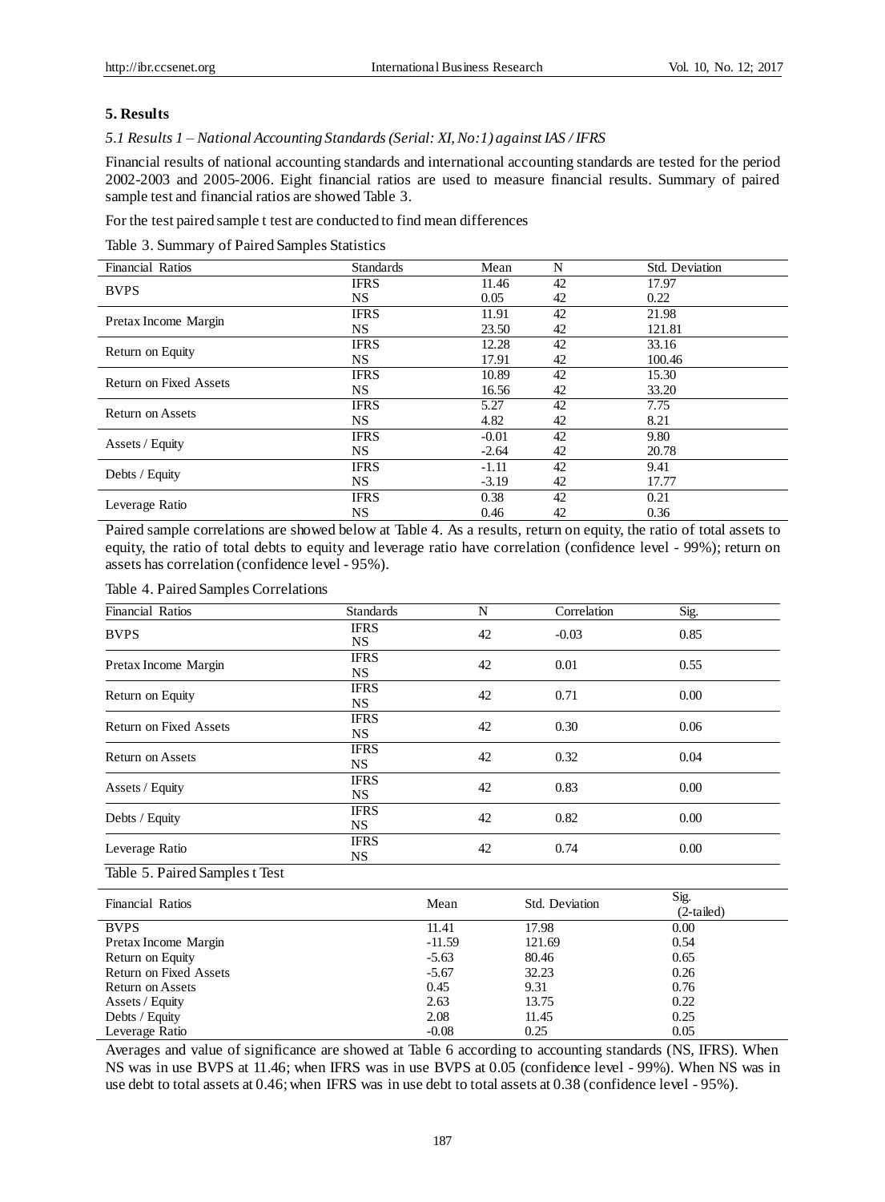## 5. Results

### *5.1 Results 1 – National Accounting Standards (Serial: XI, No:1) against IAS / IFRS*

Financial results of national accounting standards and international accounting standards are tested for the period 2002-2003 and 2005-2006. Eight financial ratios are used to measure financial results. Summary of paired sample test and financial ratios are showed Table 3.

For the test paired sample t test are conducted to find mean differences

Table 3. Summary of Paired Samples Statistics

| Financial Ratios | Standards | Mean | N | Std. Deviation |
|---|---|---|---|---|
| BVPS | IFRS | 11.46 | 42 | 17.97 |
| | NS | 0.05 | 42 | 0.22 |
| Pretax Income Margin | IFRS | 11.91 | 42 | 21.98 |
| | NS | 23.50 | 42 | 121.81 |
| Return on Equity | IFRS | 12.28 | 42 | 33.16 |
| | NS | 17.91 | 42 | 100.46 |
| Return on Fixed Assets | IFRS | 10.89 | 42 | 15.30 |
| | NS | 16.56 | 42 | 33.20 |
| Return on Assets | IFRS | 5.27 | 42 | 7.75 |
| | NS | 4.82 | 42 | 8.21 |
| Assets / Equity | IFRS | -0.01 | 42 | 9.80 |
| | NS | -2.64 | 42 | 20.78 |
| Debts / Equity | IFRS | -1.11 | 42 | 9.41 |
| | NS | -3.19 | 42 | 17.77 |
| Leverage Ratio | IFRS | 0.38 | 42 | 0.21 |
| | NS | 0.46 | 42 | 0.36 |

Paired sample correlations are showed below at Table 4. As a results, return on equity, the ratio of total assets to equity, the ratio of total debts to equity and leverage ratio have correlation (confidence level - 99%); return on assets has correlation (confidence level - 95%).

Table 4. Paired Samples Correlations

| Financial Ratios | Standards | N | Correlation | Sig. |
|---|---|---|---|---|
| BVPS | IFRS NS | 42 | -0.03 | 0.85 |
| Pretax Income Margin | IFRS NS | 42 | 0.01 | 0.55 |
| Return on Equity | IFRS NS | 42 | 0.71 | 0.00 |
| Return on Fixed Assets | IFRS NS | 42 | 0.30 | 0.06 |
| Return on Assets | IFRS NS | 42 | 0.32 | 0.04 |
| Assets / Equity | IFRS NS | 42 | 0.83 | 0.00 |
| Debts / Equity | IFRS NS | 42 | 0.82 | 0.00 |
| Leverage Ratio | IFRS NS | 42 | 0.74 | 0.00 |

Table 5. Paired Samples t Test

| Financial Ratios | Mean | Std. Deviation | Sig. (2-tailed) |
|---|---|---|---|
| BVPS | 11.41 | 17.98 | 0.00 |
| Pretax Income Margin | -11.59 | 121.69 | 0.54 |
| Return on Equity | -5.63 | 80.46 | 0.65 |
| Return on Fixed Assets | -5.67 | 32.23 | 0.26 |
| Return on Assets | 0.45 | 9.31 | 0.76 |
| Assets / Equity | 2.63 | 13.75 | 0.22 |
| Debts / Equity | 2.08 | 11.45 | 0.25 |
| Leverage Ratio | -0.08 | 0.25 | 0.05 |

Averages and value of significance are showed at Table 6 according to accounting standards (NS, IFRS). When NS was in use BVPS at 11.46; when IFRS was in use BVPS at 0.05 (confidence level - 99%). When NS was in use debt to total assets at 0.46; when IFRS was in use debt to total assets at 0.38 (confidence level - 95%).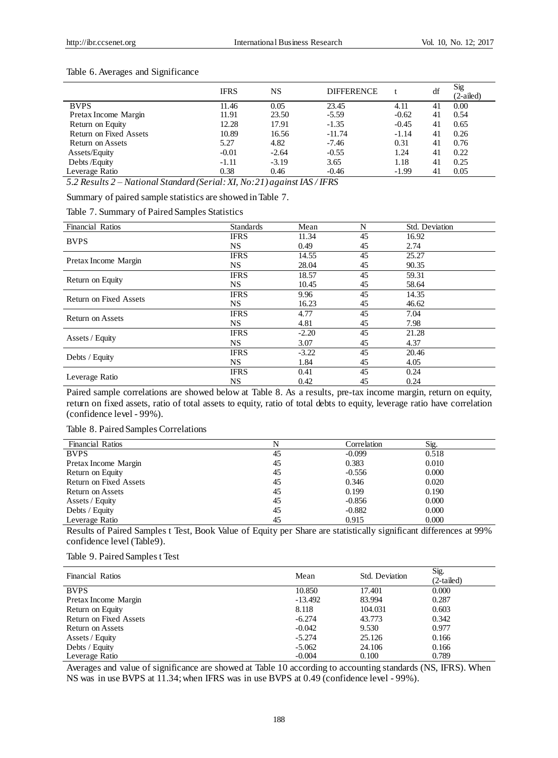Table 6. Averages and Significance

| | IFRS | NS | DIFFERENCE | t | df | Sig (2-ailed) |
|---|---|---|---|---|---|---|
| BVPS | 11.46 | 0.05 | 23.45 | 4.11 | 41 | 0.00 |
| Pretax Income Margin | 11.91 | 23.50 | -5.59 | -0.62 | 41 | 0.54 |
| Return on Equity | 12.28 | 17.91 | -1.35 | -0.45 | 41 | 0.65 |
| Return on Fixed Assets | 10.89 | 16.56 | -11.74 | -1.14 | 41 | 0.26 |
| Return on Assets | 5.27 | 4.82 | -7.46 | 0.31 | 41 | 0.76 |
| Assets/Equity | -0.01 | -2.64 | -0.55 | 1.24 | 41 | 0.22 |
| Debts /Equity | -1.11 | -3.19 | 3.65 | 1.18 | 41 | 0.25 |
| Leverage Ratio | 0.38 | 0.46 | -0.46 | -1.99 | 41 | 0.05 |

### *5.2 Results 2 – National Standard (Serial: XI, No:21) against IAS / IFRS*

Summary of paired sample statistics are showed in Table 7.

Table 7. Summary of Paired Samples Statistics

| Financial Ratios | Standards | Mean | N | Std. Deviation |
|---|---|---|---|---|
| BVPS | IFRS | 11.34 | 45 | 16.92 |
| | NS | 0.49 | 45 | 2.74 |
| Pretax Income Margin | IFRS | 14.55 | 45 | 25.27 |
| | NS | 28.04 | 45 | 90.35 |
| Return on Equity | IFRS | 18.57 | 45 | 59.31 |
| | NS | 10.45 | 45 | 58.64 |
| Return on Fixed Assets | IFRS | 9.96 | 45 | 14.35 |
| | NS | 16.23 | 45 | 46.62 |
| Return on Assets | IFRS | 4.77 | 45 | 7.04 |
| | NS | 4.81 | 45 | 7.98 |
| Assets / Equity | IFRS | -2.20 | 45 | 21.28 |
| | NS | 3.07 | 45 | 4.37 |
| Debts / Equity | IFRS | -3.22 | 45 | 20.46 |
| | NS | 1.84 | 45 | 4.05 |
| Leverage Ratio | IFRS | 0.41 | 45 | 0.24 |
| | NS | 0.42 | 45 | 0.24 |

Paired sample correlations are showed below at Table 8. As a results, pre-tax income margin, return on equity, return on fixed assets, ratio of total assets to equity, ratio of total debts to equity, leverage ratio have correlation (confidence level - 99%).

Table 8. Paired Samples Correlations

| Financial Ratios | N | Correlation | Sig. |
|---|---|---|---|
| BVPS | 45 | -0.099 | 0.518 |
| Pretax Income Margin | 45 | 0.383 | 0.010 |
| Return on Equity | 45 | -0.556 | 0.000 |
| Return on Fixed Assets | 45 | 0.346 | 0.020 |
| Return on Assets | 45 | 0.199 | 0.190 |
| Assets / Equity | 45 | -0.856 | 0.000 |
| Debts / Equity | 45 | -0.882 | 0.000 |
| Leverage Ratio | 45 | 0.915 | 0.000 |

Results of Paired Samples t Test, Book Value of Equity per Share are statistically significant differences at 99% confidence level (Table9).

Table 9. Paired Samples t Test

| Financial Ratios | Mean | Std. Deviation | Sig. (2-tailed) |
|---|---|---|---|
| BVPS | 10.850 | 17.401 | 0.000 |
| Pretax Income Margin | -13.492 | 83.994 | 0.287 |
| Return on Equity | 8.118 | 104.031 | 0.603 |
| Return on Fixed Assets | -6.274 | 43.773 | 0.342 |
| Return on Assets | -0.042 | 9.530 | 0.977 |
| Assets / Equity | -5.274 | 25.126 | 0.166 |
| Debts / Equity | -5.062 | 24.106 | 0.166 |
| Leverage Ratio | -0.004 | 0.100 | 0.789 |

Averages and value of significance are showed at Table 10 according to accounting standards (NS, IFRS). When NS was in use BVPS at 11.34; when IFRS was in use BVPS at 0.49 (confidence level - 99%).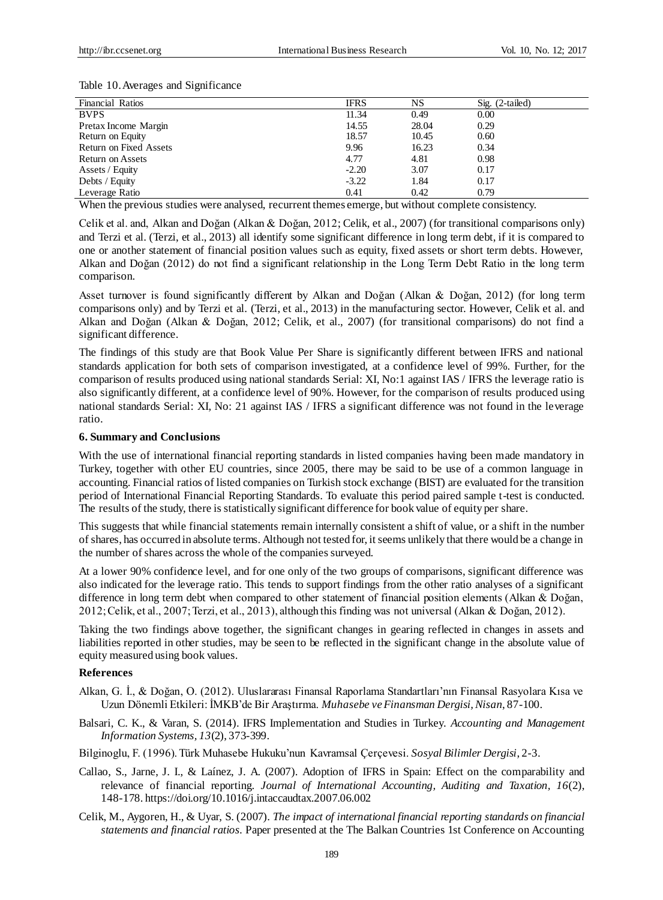Table 10. Averages and Significance

| Financial Ratios | IFRS | NS | Sig. (2-tailed) |
|---|---|---|---|
| BVPS | 11.34 | 0.49 | 0.00 |
| Pretax Income Margin | 14.55 | 28.04 | 0.29 |
| Return on Equity | 18.57 | 10.45 | 0.60 |
| Return on Fixed Assets | 9.96 | 16.23 | 0.34 |
| Return on Assets | 4.77 | 4.81 | 0.98 |
| Assets / Equity | -2.20 | 3.07 | 0.17 |
| Debts / Equity | -3.22 | 1.84 | 0.17 |
| Leverage Ratio | 0.41 | 0.42 | 0.79 |

When the previous studies were analysed, recurrent themes emerge, but without complete consistency.

Celik et al. and, Alkan and Doğan (Alkan & Doğan, 2012; Celik, et al., 2007) (for transitional comparisons only) and Terzi et al. (Terzi, et al., 2013) all identify some significant difference in long term debt, if it is compared to one or another statement of financial position values such as equity, fixed assets or short term debts. However, Alkan and Doğan (2012) do not find a significant relationship in the Long Term Debt Ratio in the long term comparison.

Asset turnover is found significantly different by Alkan and Doğan (Alkan & Doğan, 2012) (for long term comparisons only) and by Terzi et al. (Terzi, et al., 2013) in the manufacturing sector. However, Celik et al. and Alkan and Doğan (Alkan & Doğan, 2012; Celik, et al., 2007) (for transitional comparisons) do not find a significant difference.

The findings of this study are that Book Value Per Share is significantly different between IFRS and national standards application for both sets of comparison investigated, at a confidence level of 99%. Further, for the comparison of results produced using national standards Serial: XI, No:1 against IAS / IFRS the leverage ratio is also significantly different, at a confidence level of 90%. However, for the comparison of results produced using national standards Serial: XI, No: 21 against IAS / IFRS a significant difference was not found in the leverage ratio.

## 6. Summary and Conclusions

With the use of international financial reporting standards in listed companies having been made mandatory in Turkey, together with other EU countries, since 2005, there may be said to be use of a common language in accounting. Financial ratios of listed companies on Turkish stock exchange (BIST) are evaluated for the transition period of International Financial Reporting Standards. To evaluate this period paired sample t-test is conducted. The results of the study, there is statistically significant difference for book value of equity per share.

This suggests that while financial statements remain internally consistent a shift of value, or a shift in the number of shares, has occurred in absolute terms. Although not tested for, it seems unlikely that there would be a change in the number of shares across the whole of the companies surveyed.

At a lower 90% confidence level, and for one only of the two groups of comparisons, significant difference was also indicated for the leverage ratio. This tends to support findings from the other ratio analyses of a significant difference in long term debt when compared to other statement of financial position elements (Alkan & Doğan, 2012; Celik, et al., 2007; Terzi, et al., 2013), although this finding was not universal (Alkan & Doğan, 2012).

Taking the two findings above together, the significant changes in gearing reflected in changes in assets and liabilities reported in other studies, may be seen to be reflected in the significant change in the absolute value of equity measured using book values.

## References

Alkan, G. İ., & Doğan, O. (2012). Uluslararası Finansal Raporlama Standartları'nın Finansal Rasyolara Kısa ve Uzun Dönemli Etkileri: İMKB'de Bir Araştırma. *Muhasebe ve Finansman Dergisi, Nisan*, 87-100.

Balsari, C. K., & Varan, S. (2014). IFRS Implementation and Studies in Turkey. *Accounting and Management Information Systems, 13*(2), 373-399.

Bilginoglu, F. (1996). Türk Muhasebe Hukuku'nun Kavramsal Çerçevesi. *Sosyal Bilimler Dergisi*, 2-3.

Callao, S., Jarne, J. I., & Laínez, J. A. (2007). Adoption of IFRS in Spain: Effect on the comparability and relevance of financial reporting. *Journal of International Accounting, Auditing and Taxation, 16*(2), 148-178. https://doi.org/10.1016/j.intaccaudtax.2007.06.002

Celik, M., Aygoren, H., & Uyar, S. (2007). *The impact of international financial reporting standards on financial statements and financial ratios*. Paper presented at the The Balkan Countries 1st Conference on Accounting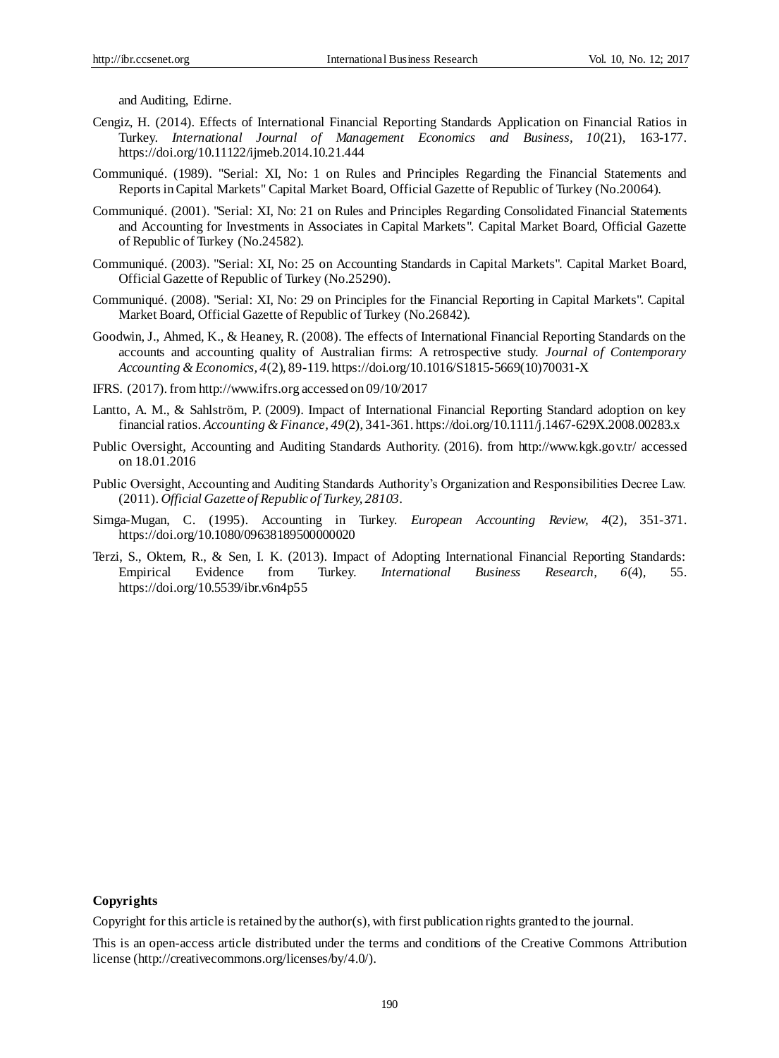and Auditing, Edirne.

Cengiz, H. (2014). Effects of International Financial Reporting Standards Application on Financial Ratios in Turkey. *International Journal of Management Economics and Business, 10*(21), 163-177. https://doi.org/10.11122/ijmeb.2014.10.21.444

Communiqué. (1989). "Serial: XI, No: 1 on Rules and Principles Regarding the Financial Statements and Reports in Capital Markets" Capital Market Board, Official Gazette of Republic of Turkey (No.20064).

Communiqué. (2001). "Serial: XI, No: 21 on Rules and Principles Regarding Consolidated Financial Statements and Accounting for Investments in Associates in Capital Markets". Capital Market Board, Official Gazette of Republic of Turkey (No.24582).

Communiqué. (2003). "Serial: XI, No: 25 on Accounting Standards in Capital Markets". Capital Market Board, Official Gazette of Republic of Turkey (No.25290).

Communiqué. (2008). "Serial: XI, No: 29 on Principles for the Financial Reporting in Capital Markets". Capital Market Board, Official Gazette of Republic of Turkey (No.26842).

Goodwin, J., Ahmed, K., & Heaney, R. (2008). The effects of International Financial Reporting Standards on the accounts and accounting quality of Australian firms: A retrospective study. *Journal of Contemporary Accounting & Economics, 4*(2), 89-119. https://doi.org/10.1016/S1815-5669(10)70031-X

IFRS. (2017). from http://www.ifrs.org accessed on 09/10/2017

Lantto, A. M., & Sahlström, P. (2009). Impact of International Financial Reporting Standard adoption on key financial ratios. *Accounting & Finance, 49*(2), 341-361. https://doi.org/10.1111/j.1467-629X.2008.00283.x

Public Oversight, Accounting and Auditing Standards Authority. (2016). from http://www.kgk.gov.tr/ accessed on 18.01.2016

Public Oversight, Accounting and Auditing Standards Authority's Organization and Responsibilities Decree Law. (2011). *Official Gazette of Republic of Turkey, 28103*.

Simga-Mugan, C. (1995). Accounting in Turkey. *European Accounting Review, 4*(2), 351-371. https://doi.org/10.1080/09638189500000020

Terzi, S., Oktem, R., & Sen, I. K. (2013). Impact of Adopting International Financial Reporting Standards: Empirical Evidence from Turkey. *International Business Research, 6*(4), 55. https://doi.org/10.5539/ibr.v6n4p55

**Copyrights**

Copyright for this article is retained by the author(s), with first publication rights granted to the journal.

This is an open-access article distributed under the terms and conditions of the Creative Commons Attribution license (http://creativecommons.org/licenses/by/4.0/).